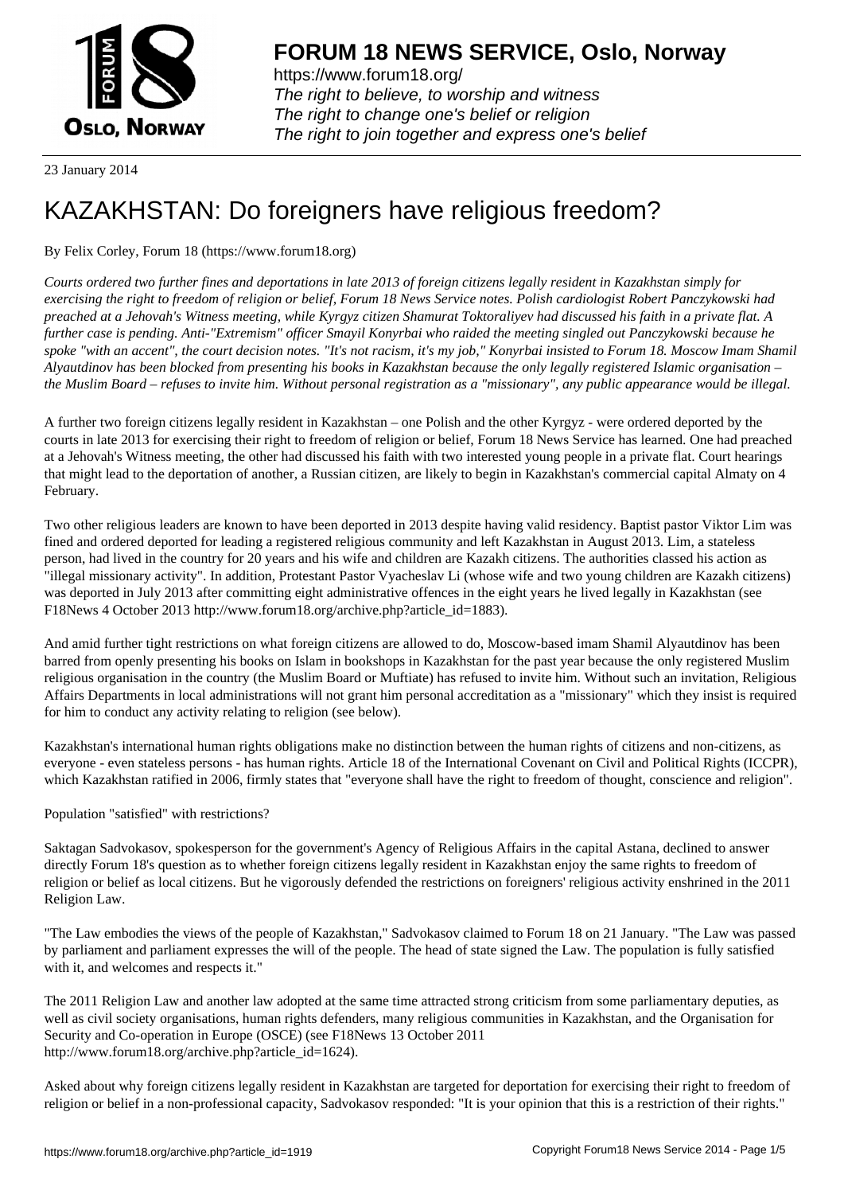# FORUM 18 NEWS SERVICE, Oslo, Norway

https://www.forum18.org/
*The right to believe, to worship and witness*
*The right to change one's belief or religion*
*The right to join together and express one's belief*

23 January 2014

# KAZAKHSTAN: Do foreigners have religious freedom?

By Felix Corley, Forum 18 (https://www.forum18.org)

*Courts ordered two further fines and deportations in late 2013 of foreign citizens legally resident in Kazakhstan simply for exercising the right to freedom of religion or belief, Forum 18 News Service notes. Polish cardiologist Robert Panczykowski had preached at a Jehovah's Witness meeting, while Kyrgyz citizen Shamurat Toktoraliyev had discussed his faith in a private flat. A further case is pending. Anti-"Extremism" officer Smayil Konyrbai who raided the meeting singled out Panczykowski because he spoke "with an accent", the court decision notes. "It's not racism, it's my job," Konyrbai insisted to Forum 18. Moscow Imam Shamil Alyautdinov has been blocked from presenting his books in Kazakhstan because the only legally registered Islamic organisation – the Muslim Board – refuses to invite him. Without personal registration as a "missionary", any public appearance would be illegal.*

A further two foreign citizens legally resident in Kazakhstan – one Polish and the other Kyrgyz - were ordered deported by the courts in late 2013 for exercising their right to freedom of religion or belief, Forum 18 News Service has learned. One had preached at a Jehovah's Witness meeting, the other had discussed his faith with two interested young people in a private flat. Court hearings that might lead to the deportation of another, a Russian citizen, are likely to begin in Kazakhstan's commercial capital Almaty on 4 February.

Two other religious leaders are known to have been deported in 2013 despite having valid residency. Baptist pastor Viktor Lim was fined and ordered deported for leading a registered religious community and left Kazakhstan in August 2013. Lim, a stateless person, had lived in the country for 20 years and his wife and children are Kazakh citizens. The authorities classed his action as "illegal missionary activity". In addition, Protestant Pastor Vyacheslav Li (whose wife and two young children are Kazakh citizens) was deported in July 2013 after committing eight administrative offences in the eight years he lived legally in Kazakhstan (see F18News 4 October 2013 http://www.forum18.org/archive.php?article_id=1883).

And amid further tight restrictions on what foreign citizens are allowed to do, Moscow-based imam Shamil Alyautdinov has been barred from openly presenting his books on Islam in bookshops in Kazakhstan for the past year because the only registered Muslim religious organisation in the country (the Muslim Board or Muftiate) has refused to invite him. Without such an invitation, Religious Affairs Departments in local administrations will not grant him personal accreditation as a "missionary" which they insist is required for him to conduct any activity relating to religion (see below).

Kazakhstan's international human rights obligations make no distinction between the human rights of citizens and non-citizens, as everyone - even stateless persons - has human rights. Article 18 of the International Covenant on Civil and Political Rights (ICCPR), which Kazakhstan ratified in 2006, firmly states that "everyone shall have the right to freedom of thought, conscience and religion".

Population "satisfied" with restrictions?

Saktagan Sadvokasov, spokesperson for the government's Agency of Religious Affairs in the capital Astana, declined to answer directly Forum 18's question as to whether foreign citizens legally resident in Kazakhstan enjoy the same rights to freedom of religion or belief as local citizens. But he vigorously defended the restrictions on foreigners' religious activity enshrined in the 2011 Religion Law.

"The Law embodies the views of the people of Kazakhstan," Sadvokasov claimed to Forum 18 on 21 January. "The Law was passed by parliament and parliament expresses the will of the people. The head of state signed the Law. The population is fully satisfied with it, and welcomes and respects it."

The 2011 Religion Law and another law adopted at the same time attracted strong criticism from some parliamentary deputies, as well as civil society organisations, human rights defenders, many religious communities in Kazakhstan, and the Organisation for Security and Co-operation in Europe (OSCE) (see F18News 13 October 2011 http://www.forum18.org/archive.php?article_id=1624).

Asked about why foreign citizens legally resident in Kazakhstan are targeted for deportation for exercising their right to freedom of religion or belief in a non-professional capacity, Sadvokasov responded: "It is your opinion that this is a restriction of their rights."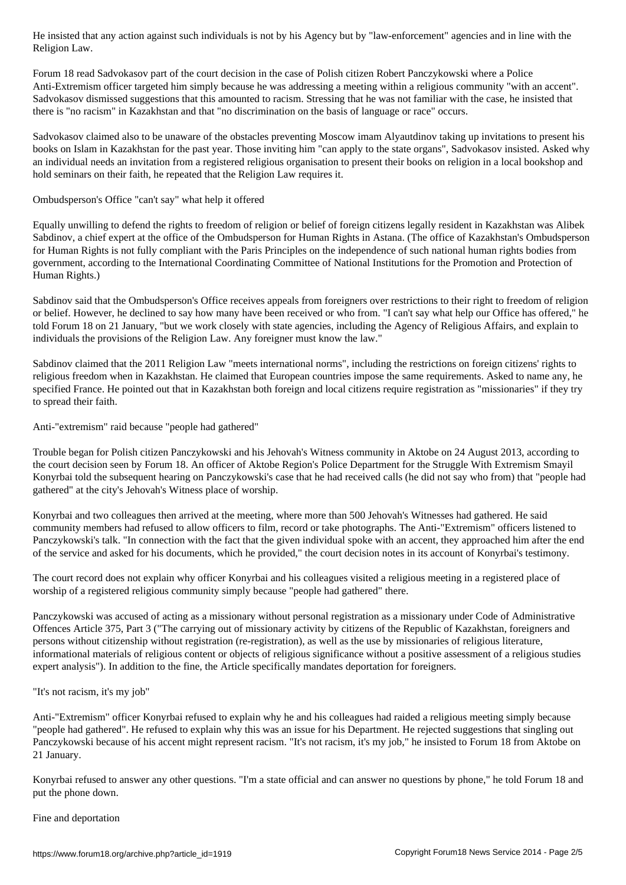He insisted that any action against such individuals is not by his Agency but by "law-enforcement" agencies and in line with the Religion Law.

Forum 18 read Sadvokasov part of the court decision in the case of Polish citizen Robert Panczykowski where a Police Anti-Extremism officer targeted him simply because he was addressing a meeting within a religious community "with an accent". Sadvokasov dismissed suggestions that this amounted to racism. Stressing that he was not familiar with the case, he insisted that there is "no racism" in Kazakhstan and that "no discrimination on the basis of language or race" occurs.

Sadvokasov claimed also to be unaware of the obstacles preventing Moscow imam Alyautdinov taking up invitations to present his books on Islam in Kazakhstan for the past year. Those inviting him "can apply to the state organs", Sadvokasov insisted. Asked why an individual needs an invitation from a registered religious organisation to present their books on religion in a local bookshop and hold seminars on their faith, he repeated that the Religion Law requires it.

## Ombudsperson's Office "can't say" what help it offered

Equally unwilling to defend the rights to freedom of religion or belief of foreign citizens legally resident in Kazakhstan was Alibek Sabdinov, a chief expert at the office of the Ombudsperson for Human Rights in Astana. (The office of Kazakhstan's Ombudsperson for Human Rights is not fully compliant with the Paris Principles on the independence of such national human rights bodies from government, according to the International Coordinating Committee of National Institutions for the Promotion and Protection of Human Rights.)

Sabdinov said that the Ombudsperson's Office receives appeals from foreigners over restrictions to their right to freedom of religion or belief. However, he declined to say how many have been received or who from. "I can't say what help our Office has offered," he told Forum 18 on 21 January, "but we work closely with state agencies, including the Agency of Religious Affairs, and explain to individuals the provisions of the Religion Law. Any foreigner must know the law."

Sabdinov claimed that the 2011 Religion Law "meets international norms", including the restrictions on foreign citizens' rights to religious freedom when in Kazakhstan. He claimed that European countries impose the same requirements. Asked to name any, he specified France. He pointed out that in Kazakhstan both foreign and local citizens require registration as "missionaries" if they try to spread their faith.

## Anti-"extremism" raid because "people had gathered"

Trouble began for Polish citizen Panczykowski and his Jehovah's Witness community in Aktobe on 24 August 2013, according to the court decision seen by Forum 18. An officer of Aktobe Region's Police Department for the Struggle With Extremism Smayil Konyrbai told the subsequent hearing on Panczykowski's case that he had received calls (he did not say who from) that "people had gathered" at the city's Jehovah's Witness place of worship.

Konyrbai and two colleagues then arrived at the meeting, where more than 500 Jehovah's Witnesses had gathered. He said community members had refused to allow officers to film, record or take photographs. The Anti-"Extremism" officers listened to Panczykowski's talk. "In connection with the fact that the given individual spoke with an accent, they approached him after the end of the service and asked for his documents, which he provided," the court decision notes in its account of Konyrbai's testimony.

The court record does not explain why officer Konyrbai and his colleagues visited a religious meeting in a registered place of worship of a registered religious community simply because "people had gathered" there.

Panczykowski was accused of acting as a missionary without personal registration as a missionary under Code of Administrative Offences Article 375, Part 3 ("The carrying out of missionary activity by citizens of the Republic of Kazakhstan, foreigners and persons without citizenship without registration (re-registration), as well as the use by missionaries of religious literature, informational materials of religious content or objects of religious significance without a positive assessment of a religious studies expert analysis"). In addition to the fine, the Article specifically mandates deportation for foreigners.

## "It's not racism, it's my job"

Anti-"Extremism" officer Konyrbai refused to explain why he and his colleagues had raided a religious meeting simply because "people had gathered". He refused to explain why this was an issue for his Department. He rejected suggestions that singling out Panczykowski because of his accent might represent racism. "It's not racism, it's my job," he insisted to Forum 18 from Aktobe on 21 January.

Konyrbai refused to answer any other questions. "I'm a state official and can answer no questions by phone," he told Forum 18 and put the phone down.

## Fine and deportation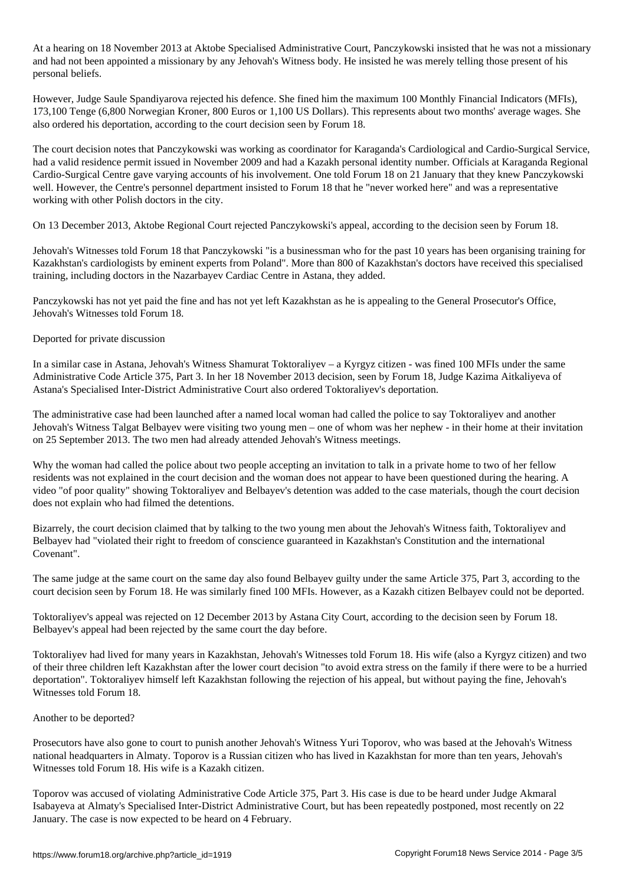At a hearing on 18 November 2013 at Aktobe Specialised Administrative Court, Panczykowski insisted that he was not a missionary and had not been appointed a missionary by any Jehovah's Witness body. He insisted he was merely telling those present of his personal beliefs.

However, Judge Saule Spandiyarova rejected his defence. She fined him the maximum 100 Monthly Financial Indicators (MFIs), 173,100 Tenge (6,800 Norwegian Kroner, 800 Euros or 1,100 US Dollars). This represents about two months' average wages. She also ordered his deportation, according to the court decision seen by Forum 18.

The court decision notes that Panczykowski was working as coordinator for Karaganda's Cardiological and Cardio-Surgical Service, had a valid residence permit issued in November 2009 and had a Kazakh personal identity number. Officials at Karaganda Regional Cardio-Surgical Centre gave varying accounts of his involvement. One told Forum 18 on 21 January that they knew Panczykowski well. However, the Centre's personnel department insisted to Forum 18 that he "never worked here" and was a representative working with other Polish doctors in the city.

On 13 December 2013, Aktobe Regional Court rejected Panczykowski's appeal, according to the decision seen by Forum 18.

Jehovah's Witnesses told Forum 18 that Panczykowski "is a businessman who for the past 10 years has been organising training for Kazakhstan's cardiologists by eminent experts from Poland". More than 800 of Kazakhstan's doctors have received this specialised training, including doctors in the Nazarbayev Cardiac Centre in Astana, they added.

Panczykowski has not yet paid the fine and has not yet left Kazakhstan as he is appealing to the General Prosecutor's Office, Jehovah's Witnesses told Forum 18.

## Deported for private discussion

In a similar case in Astana, Jehovah's Witness Shamurat Toktoraliyev – a Kyrgyz citizen - was fined 100 MFIs under the same Administrative Code Article 375, Part 3. In her 18 November 2013 decision, seen by Forum 18, Judge Kazima Aitkaliyeva of Astana's Specialised Inter-District Administrative Court also ordered Toktoraliyev's deportation.

The administrative case had been launched after a named local woman had called the police to say Toktoraliyev and another Jehovah's Witness Talgat Belbayev were visiting two young men – one of whom was her nephew - in their home at their invitation on 25 September 2013. The two men had already attended Jehovah's Witness meetings.

Why the woman had called the police about two people accepting an invitation to talk in a private home to two of her fellow residents was not explained in the court decision and the woman does not appear to have been questioned during the hearing. A video "of poor quality" showing Toktoraliyev and Belbayev's detention was added to the case materials, though the court decision does not explain who had filmed the detentions.

Bizarrely, the court decision claimed that by talking to the two young men about the Jehovah's Witness faith, Toktoraliyev and Belbayev had "violated their right to freedom of conscience guaranteed in Kazakhstan's Constitution and the international Covenant".

The same judge at the same court on the same day also found Belbayev guilty under the same Article 375, Part 3, according to the court decision seen by Forum 18. He was similarly fined 100 MFIs. However, as a Kazakh citizen Belbayev could not be deported.

Toktoraliyev's appeal was rejected on 12 December 2013 by Astana City Court, according to the decision seen by Forum 18. Belbayev's appeal had been rejected by the same court the day before.

Toktoraliyev had lived for many years in Kazakhstan, Jehovah's Witnesses told Forum 18. His wife (also a Kyrgyz citizen) and two of their three children left Kazakhstan after the lower court decision "to avoid extra stress on the family if there were to be a hurried deportation". Toktoraliyev himself left Kazakhstan following the rejection of his appeal, but without paying the fine, Jehovah's Witnesses told Forum 18.

## Another to be deported?

Prosecutors have also gone to court to punish another Jehovah's Witness Yuri Toporov, who was based at the Jehovah's Witness national headquarters in Almaty. Toporov is a Russian citizen who has lived in Kazakhstan for more than ten years, Jehovah's Witnesses told Forum 18. His wife is a Kazakh citizen.

Toporov was accused of violating Administrative Code Article 375, Part 3. His case is due to be heard under Judge Akmaral Isabayeva at Almaty's Specialised Inter-District Administrative Court, but has been repeatedly postponed, most recently on 22 January. The case is now expected to be heard on 4 February.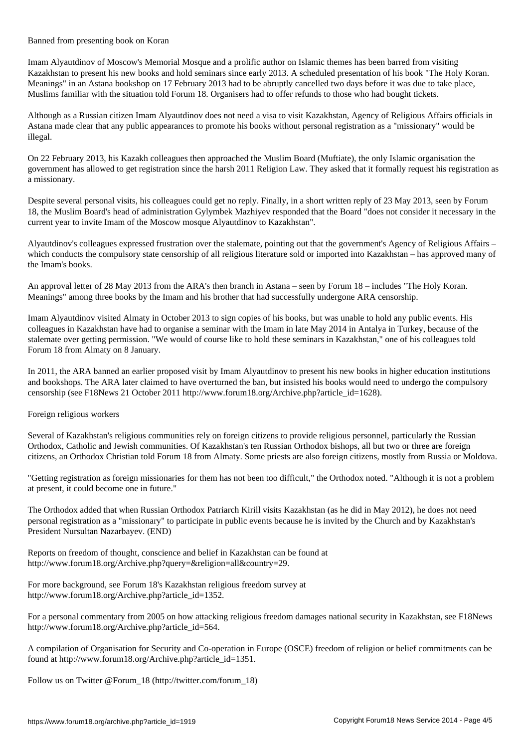## Banned from presenting book on Koran

Imam Alyautdinov of Moscow's Memorial Mosque and a prolific author on Islamic themes has been barred from visiting Kazakhstan to present his new books and hold seminars since early 2013. A scheduled presentation of his book "The Holy Koran. Meanings" in an Astana bookshop on 17 February 2013 had to be abruptly cancelled two days before it was due to take place, Muslims familiar with the situation told Forum 18. Organisers had to offer refunds to those who had bought tickets.

Although as a Russian citizen Imam Alyautdinov does not need a visa to visit Kazakhstan, Agency of Religious Affairs officials in Astana made clear that any public appearances to promote his books without personal registration as a "missionary" would be illegal.

On 22 February 2013, his Kazakh colleagues then approached the Muslim Board (Muftiate), the only Islamic organisation the government has allowed to get registration since the harsh 2011 Religion Law. They asked that it formally request his registration as a missionary.

Despite several personal visits, his colleagues could get no reply. Finally, in a short written reply of 23 May 2013, seen by Forum 18, the Muslim Board's head of administration Gylymbek Mazhiyev responded that the Board "does not consider it necessary in the current year to invite Imam of the Moscow mosque Alyautdinov to Kazakhstan".

Alyautdinov's colleagues expressed frustration over the stalemate, pointing out that the government's Agency of Religious Affairs – which conducts the compulsory state censorship of all religious literature sold or imported into Kazakhstan – has approved many of the Imam's books.

An approval letter of 28 May 2013 from the ARA's then branch in Astana – seen by Forum 18 – includes "The Holy Koran. Meanings" among three books by the Imam and his brother that had successfully undergone ARA censorship.

Imam Alyautdinov visited Almaty in October 2013 to sign copies of his books, but was unable to hold any public events. His colleagues in Kazakhstan have had to organise a seminar with the Imam in late May 2014 in Antalya in Turkey, because of the stalemate over getting permission. "We would of course like to hold these seminars in Kazakhstan," one of his colleagues told Forum 18 from Almaty on 8 January.

In 2011, the ARA banned an earlier proposed visit by Imam Alyautdinov to present his new books in higher education institutions and bookshops. The ARA later claimed to have overturned the ban, but insisted his books would need to undergo the compulsory censorship (see F18News 21 October 2011 http://www.forum18.org/Archive.php?article_id=1628).

## Foreign religious workers

Several of Kazakhstan's religious communities rely on foreign citizens to provide religious personnel, particularly the Russian Orthodox, Catholic and Jewish communities. Of Kazakhstan's ten Russian Orthodox bishops, all but two or three are foreign citizens, an Orthodox Christian told Forum 18 from Almaty. Some priests are also foreign citizens, mostly from Russia or Moldova.

"Getting registration as foreign missionaries for them has not been too difficult," the Orthodox noted. "Although it is not a problem at present, it could become one in future."

The Orthodox added that when Russian Orthodox Patriarch Kirill visits Kazakhstan (as he did in May 2012), he does not need personal registration as a "missionary" to participate in public events because he is invited by the Church and by Kazakhstan's President Nursultan Nazarbayev. (END)

Reports on freedom of thought, conscience and belief in Kazakhstan can be found at http://www.forum18.org/Archive.php?query=&religion=all&country=29.

For more background, see Forum 18's Kazakhstan religious freedom survey at http://www.forum18.org/Archive.php?article_id=1352.

For a personal commentary from 2005 on how attacking religious freedom damages national security in Kazakhstan, see F18News http://www.forum18.org/Archive.php?article_id=564.

A compilation of Organisation for Security and Co-operation in Europe (OSCE) freedom of religion or belief commitments can be found at http://www.forum18.org/Archive.php?article_id=1351.

Follow us on Twitter @Forum_18 (http://twitter.com/forum_18)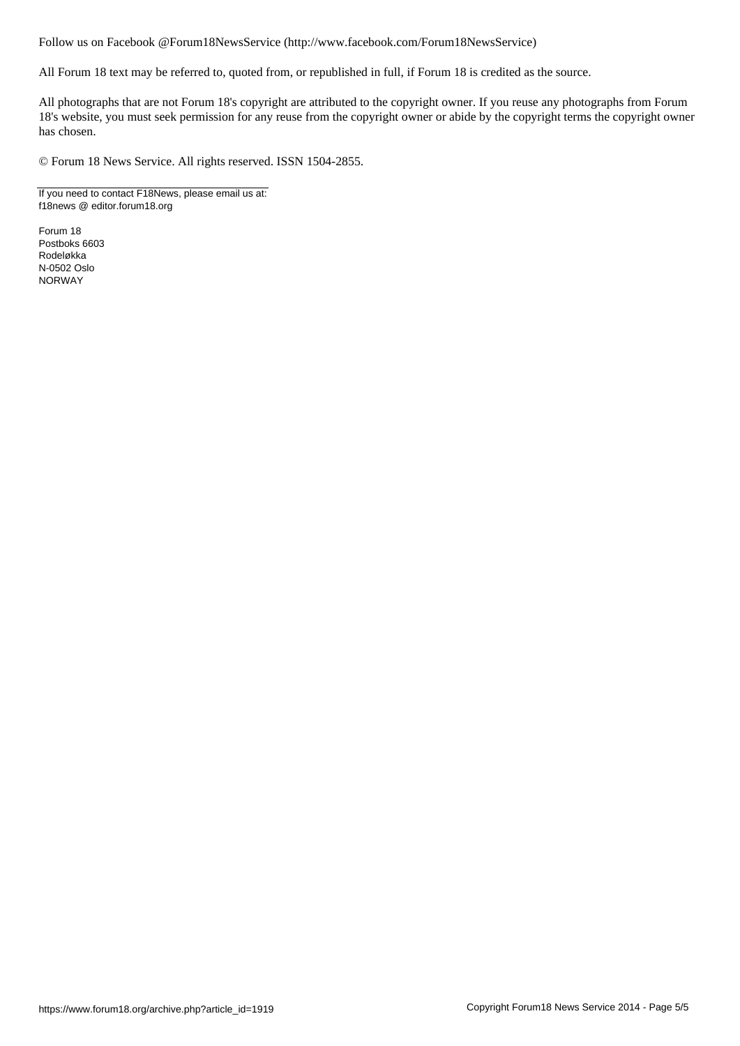Follow us on Facebook @Forum18NewsService (http://www.facebook.com/Forum18NewsService)

All Forum 18 text may be referred to, quoted from, or republished in full, if Forum 18 is credited as the source.

All photographs that are not Forum 18's copyright are attributed to the copyright owner. If you reuse any photographs from Forum 18's website, you must seek permission for any reuse from the copyright owner or abide by the copyright terms the copyright owner has chosen.

© Forum 18 News Service. All rights reserved. ISSN 1504-2855.

If you need to contact F18News, please email us at:
f18news @ editor.forum18.org

Forum 18
Postboks 6603
Rodeløkka
N-0502 Oslo
NORWAY